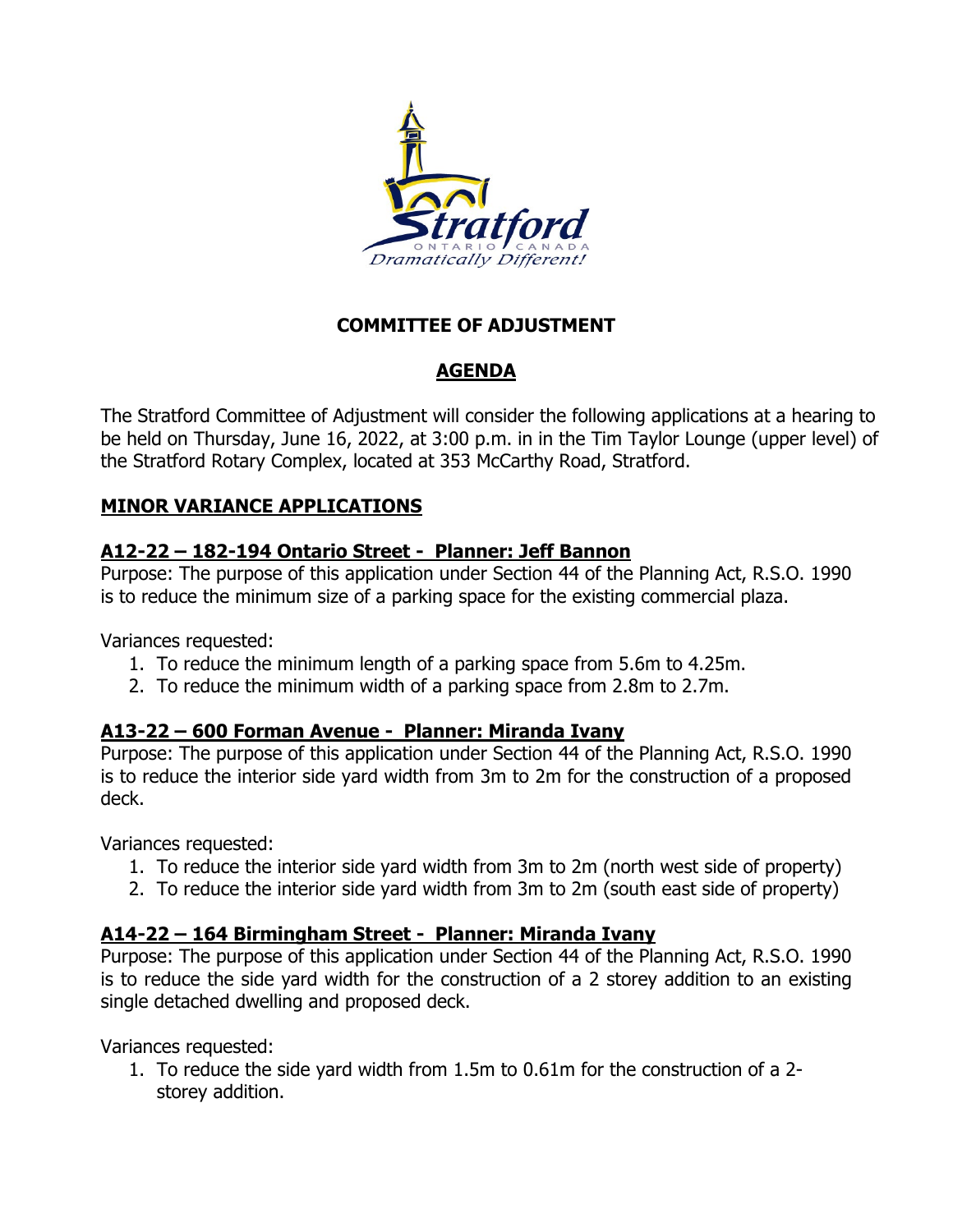# COMMITTEE OF ADJUSTMENT

## AGENDA

The Stratford Committee of Adjustment will consider the following applications at a hearing to be held on Thursday, June 16, 2022, at 3:00 p.m. in in the Tim Taylor Lounge (upper level) of the Stratford Rotary Complex, located at 353 McCarthy Road, Stratford.

## MINOR VARIANCE APPLICATIONS

### A12-22 – 182-194 Ontario Street - Planner: Jeff Bannon

Purpose: The purpose of this application under Section 44 of the Planning Act, R.S.O. 1990 is to reduce the minimum size of a parking space for the existing commercial plaza.

Variances requested:

1. To reduce the minimum length of a parking space from 5.6m to 4.25m.
2. To reduce the minimum width of a parking space from 2.8m to 2.7m.

### A13-22 – 600 Forman Avenue - Planner: Miranda Ivany

Purpose: The purpose of this application under Section 44 of the Planning Act, R.S.O. 1990 is to reduce the interior side yard width from 3m to 2m for the construction of a proposed deck.

Variances requested:

1. To reduce the interior side yard width from 3m to 2m (north west side of property)
2. To reduce the interior side yard width from 3m to 2m (south east side of property)

### A14-22 – 164 Birmingham Street - Planner: Miranda Ivany

Purpose: The purpose of this application under Section 44 of the Planning Act, R.S.O. 1990 is to reduce the side yard width for the construction of a 2 storey addition to an existing single detached dwelling and proposed deck.

Variances requested:

1. To reduce the side yard width from 1.5m to 0.61m for the construction of a 2-storey addition.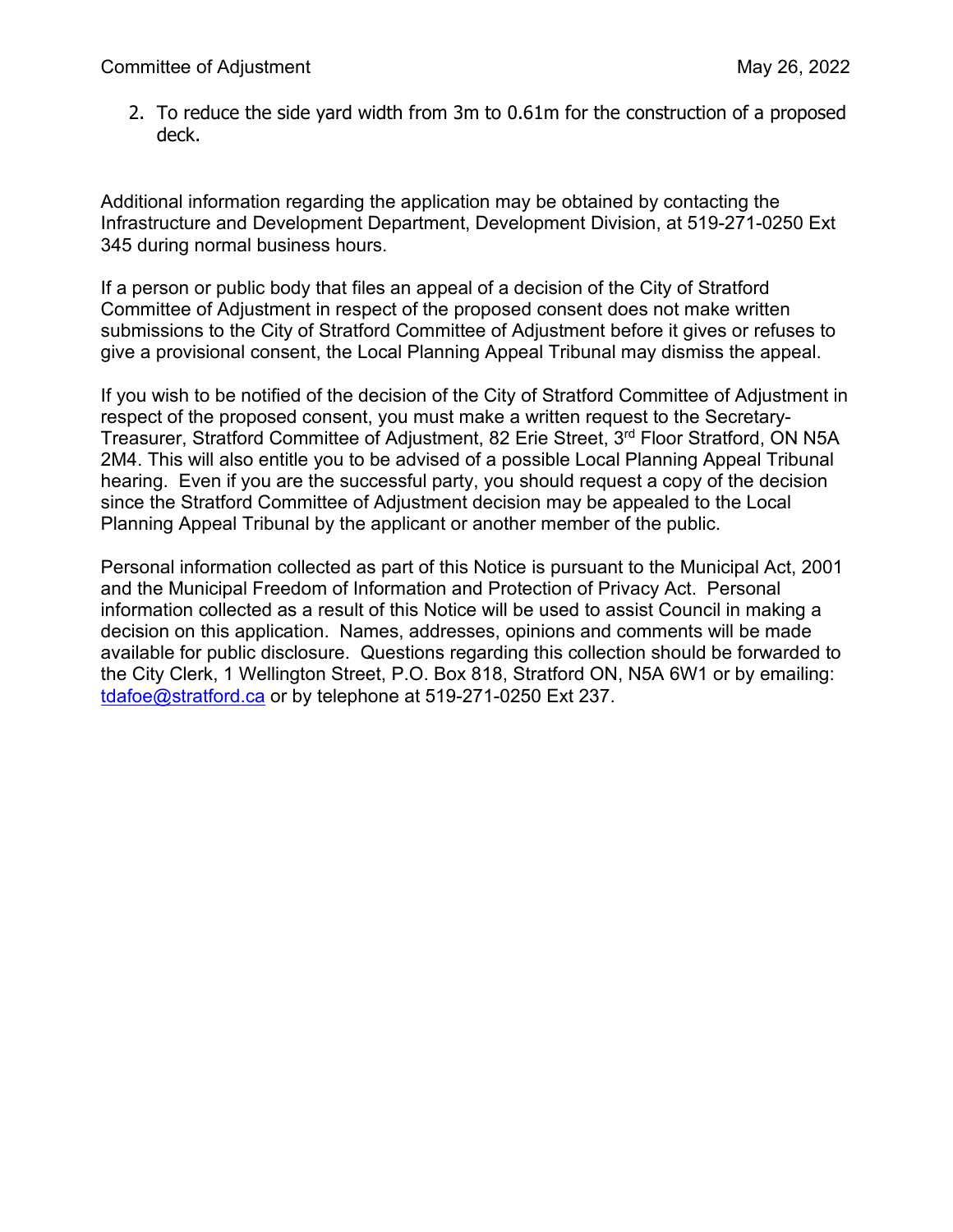2. To reduce the side yard width from 3m to 0.61m for the construction of a proposed deck.

Additional information regarding the application may be obtained by contacting the Infrastructure and Development Department, Development Division, at 519-271-0250 Ext 345 during normal business hours.

If a person or public body that files an appeal of a decision of the City of Stratford Committee of Adjustment in respect of the proposed consent does not make written submissions to the City of Stratford Committee of Adjustment before it gives or refuses to give a provisional consent, the Local Planning Appeal Tribunal may dismiss the appeal.

If you wish to be notified of the decision of the City of Stratford Committee of Adjustment in respect of the proposed consent, you must make a written request to the Secretary-Treasurer, Stratford Committee of Adjustment, 82 Erie Street, 3rd Floor Stratford, ON N5A 2M4. This will also entitle you to be advised of a possible Local Planning Appeal Tribunal hearing. Even if you are the successful party, you should request a copy of the decision since the Stratford Committee of Adjustment decision may be appealed to the Local Planning Appeal Tribunal by the applicant or another member of the public.

Personal information collected as part of this Notice is pursuant to the Municipal Act, 2001 and the Municipal Freedom of Information and Protection of Privacy Act. Personal information collected as a result of this Notice will be used to assist Council in making a decision on this application. Names, addresses, opinions and comments will be made available for public disclosure. Questions regarding this collection should be forwarded to the City Clerk, 1 Wellington Street, P.O. Box 818, Stratford ON, N5A 6W1 or by emailing: tdafoe@stratford.ca or by telephone at 519-271-0250 Ext 237.